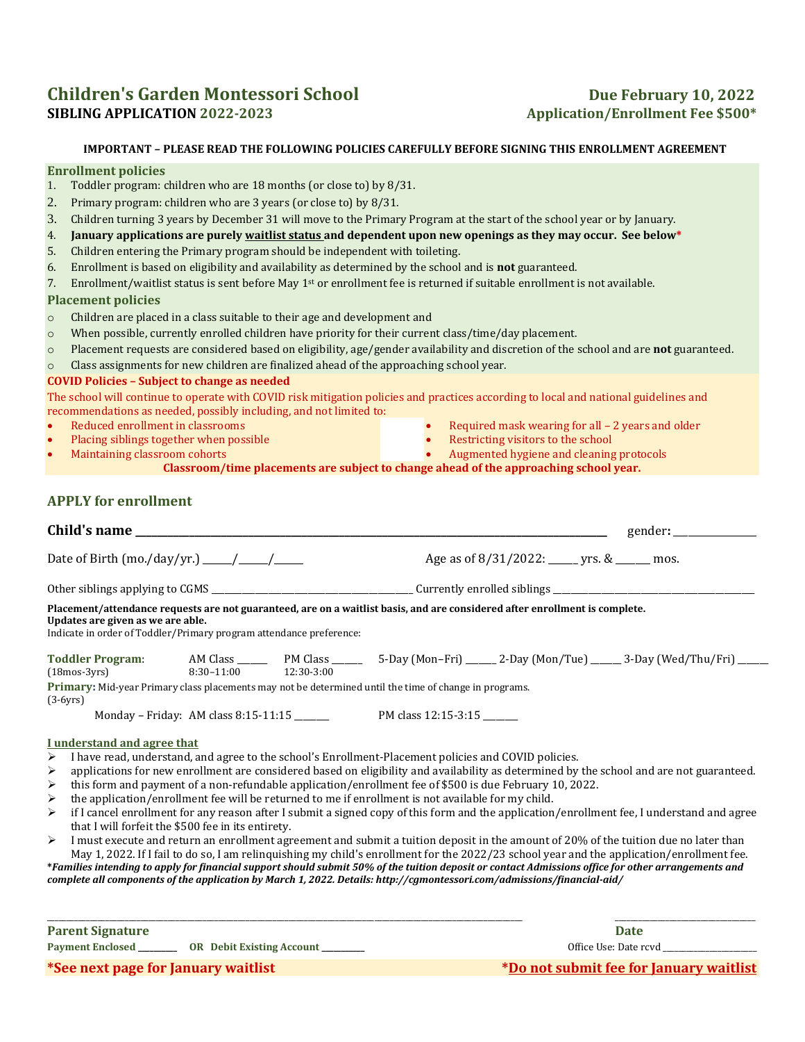# Children's Garden Montessori School

**SIBLING APPLICATION 2022-2023**

**Due February 10, 2022**
**Application/Enrollment Fee $500***

**IMPORTANT – PLEASE READ THE FOLLOWING POLICIES CAREFULLY BEFORE SIGNING THIS ENROLLMENT AGREEMENT**

### Enrollment policies

1. Toddler program: children who are 18 months (or close to) by 8/31.
2. Primary program: children who are 3 years (or close to) by 8/31.
3. Children turning 3 years by December 31 will move to the Primary Program at the start of the school year or by January.
4. **January applications are purely <u>waitlist status</u> and dependent upon new openings as they may occur. See below***
5. Children entering the Primary program should be independent with toileting.
6. Enrollment is based on eligibility and availability as determined by the school and is **not** guaranteed.
7. Enrollment/waitlist status is sent before May 1st or enrollment fee is returned if suitable enrollment is not available.

### Placement policies

- Children are placed in a class suitable to their age and development and
- When possible, currently enrolled children have priority for their current class/time/day placement.
- Placement requests are considered based on eligibility, age/gender availability and discretion of the school and are **not** guaranteed.
- Class assignments for new children are finalized ahead of the approaching school year.

### COVID Policies – Subject to change as needed

The school will continue to operate with COVID risk mitigation policies and practices according to local and national guidelines and recommendations as needed, possibly including, and not limited to:

- Reduced enrollment in classrooms
- Placing siblings together when possible
- Maintaining classroom cohorts
- Required mask wearing for all – 2 years and older
- Restricting visitors to the school
- Augmented hygiene and cleaning protocols

**Classroom/time placements are subject to change ahead of the approaching school year.**

## APPLY for enrollment

**Child's name** ______________________________ gender: __________

Date of Birth (mo./day/yr.) _____/_____/_____ Age as of 8/31/2022: _____ yrs. & _____ mos.

Other siblings applying to CGMS ______________________ Currently enrolled siblings ______________________

**Placement/attendance requests are not guaranteed, are on a waitlist basis, and are considered after enrollment is complete. Updates are given as we are able.**
Indicate in order of Toddler/Primary program attendance preference:

**Toddler Program:** (18mos-3yrs) AM Class ______ (8:30–11:00) PM Class ______ (12:30-3:00) 5-Day (Mon–Fri) ______ 2-Day (Mon/Tue) ______ 3-Day (Wed/Thu/Fri) ______

**Primary:** (3-6yrs) Mid-year Primary class placements may not be determined until the time of change in programs.

Monday – Friday: AM class 8:15-11:15 _______ PM class 12:15-3:15 _______

**<u>I understand and agree that</u>**

- I have read, understand, and agree to the school's Enrollment-Placement policies and COVID policies.
- applications for new enrollment are considered based on eligibility and availability as determined by the school and are not guaranteed.
- this form and payment of a non-refundable application/enrollment fee of $500 is due February 10, 2022.
- the application/enrollment fee will be returned to me if enrollment is not available for my child.
- if I cancel enrollment for any reason after I submit a signed copy of this form and the application/enrollment fee, I understand and agree that I will forfeit the $500 fee in its entirety.
- I must execute and return an enrollment agreement and submit a tuition deposit in the amount of 20% of the tuition due no later than May 1, 2022. If I fail to do so, I am relinquishing my child's enrollment for the 2022/23 school year and the application/enrollment fee.

***Families intending to apply for financial support should submit 50% of the tuition deposit or contact Admissions office for other arrangements and complete all components of the application by March 1, 2022. Details: http://cgmontessori.com/admissions/financial-aid/***

______________________________________________ ______________

**Parent Signature** **Date**

**Payment Enclosed** ________ **OR Debit Existing Account** ________ Office Use: Date rcvd ______________

***See next page for January waitlist** ***<u>Do not submit fee for January waitlist</u>**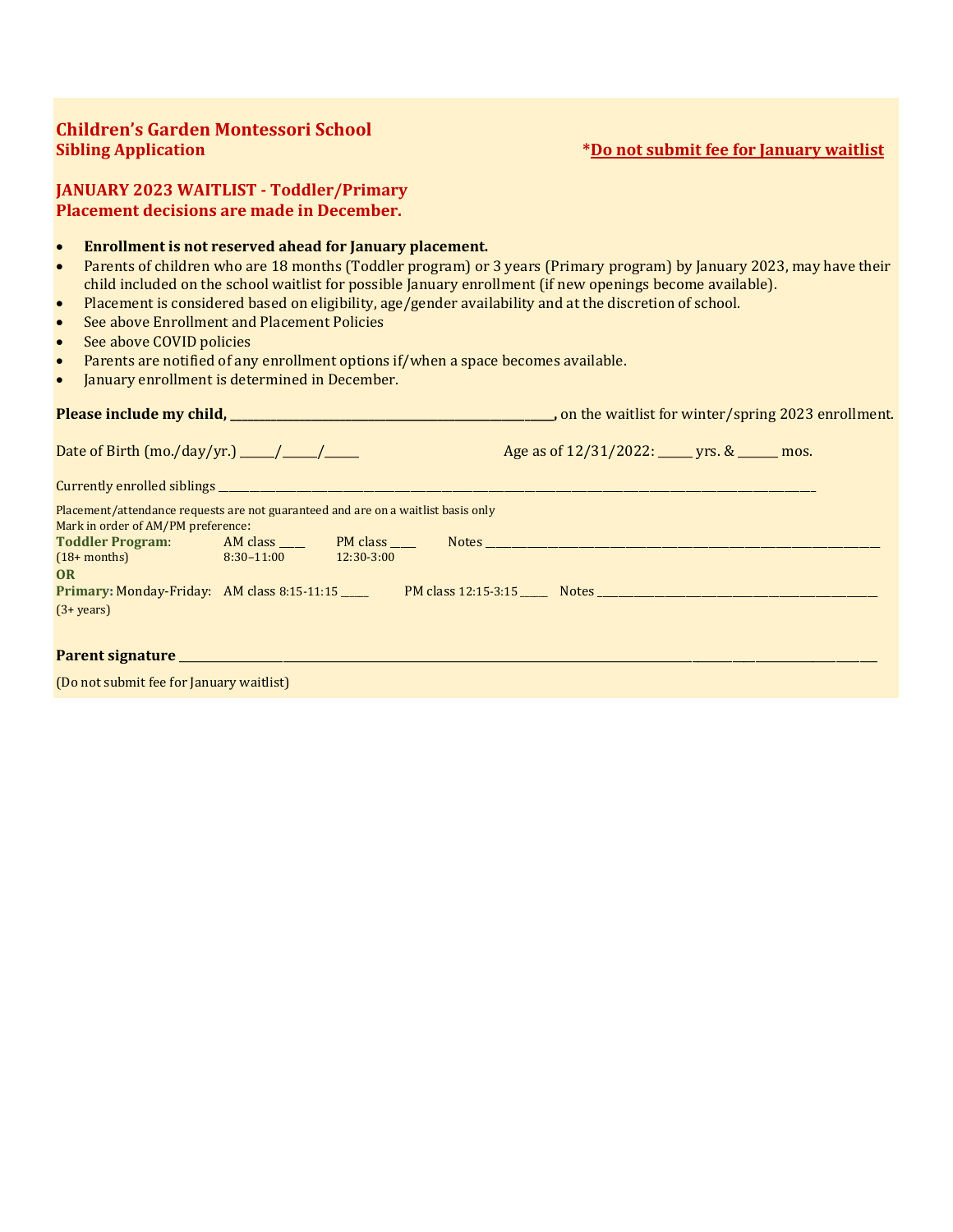**Children's Garden Montessori School**
**Sibling Application** **\*Do not submit fee for January waitlist**

**JANUARY 2023 WAITLIST - Toddler/Primary**
**Placement decisions are made in December.**

- **Enrollment is not reserved ahead for January placement.**
- Parents of children who are 18 months (Toddler program) or 3 years (Primary program) by January 2023, may have their child included on the school waitlist for possible January enrollment (if new openings become available).
- Placement is considered based on eligibility, age/gender availability and at the discretion of school.
- See above Enrollment and Placement Policies
- See above COVID policies
- Parents are notified of any enrollment options if/when a space becomes available.
- January enrollment is determined in December.

**Please include my child, ______________________________,** on the waitlist for winter/spring 2023 enrollment.

Date of Birth (mo./day/yr.) _____/_____/_____ Age as of 12/31/2022: _____ yrs. & ______ mos.

Currently enrolled siblings ________________________________________________

Placement/attendance requests are not guaranteed and are on a waitlist basis only
Mark in order of AM/PM preference:

**Toddler Program**: (18+ months) AM class ____ 8:30–11:00 PM class ____ 12:30-3:00 Notes ____________________

**OR**

**Primary:** Monday-Friday: (3+ years) AM class 8:15-11:15 _____ PM class 12:15-3:15 _____ Notes ____________________

**Parent signature** ________________________________________________

(Do not submit fee for January waitlist)